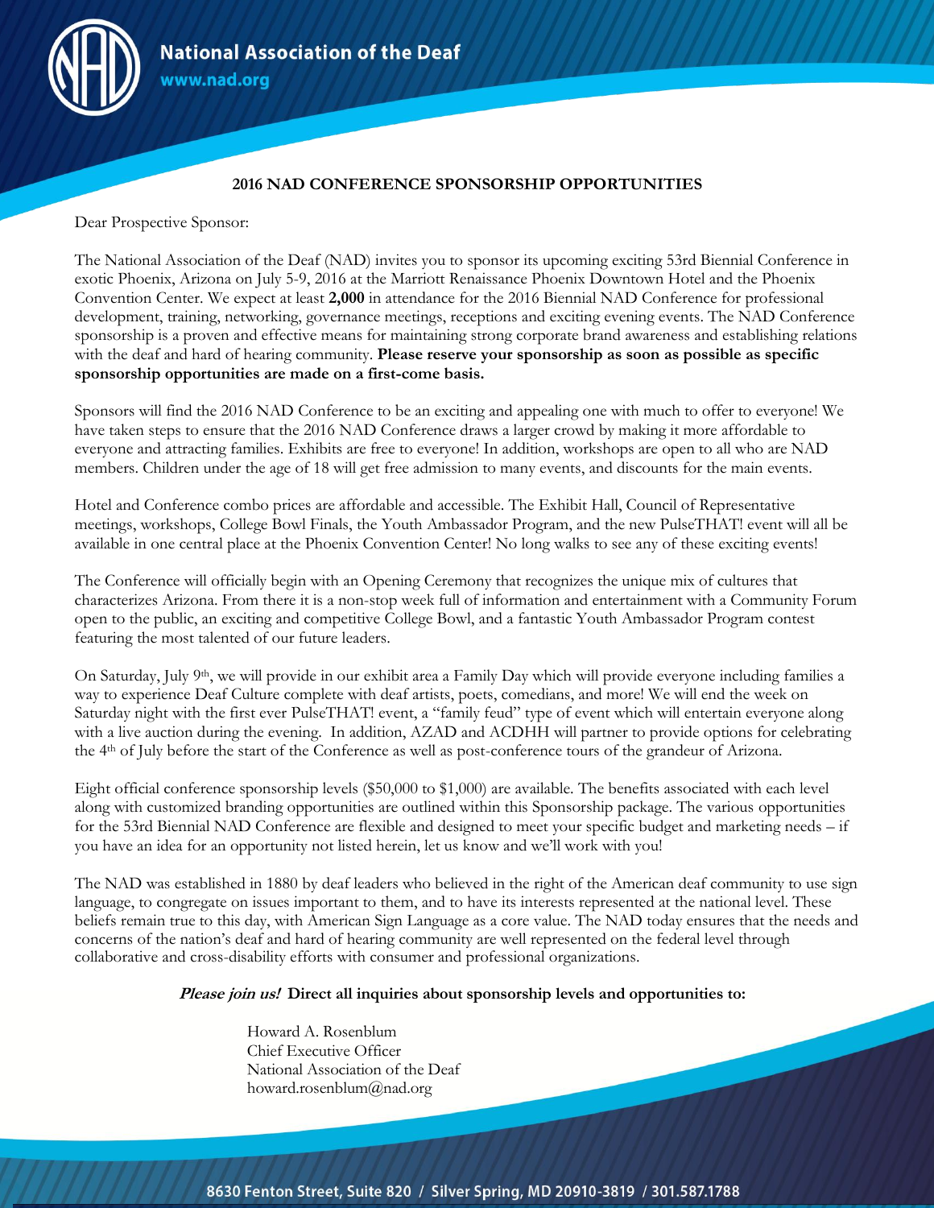**National Association of the Deaf**
**www.nad.org**

# 2016 NAD CONFERENCE SPONSORSHIP OPPORTUNITIES

Dear Prospective Sponsor:

The National Association of the Deaf (NAD) invites you to sponsor its upcoming exciting 53rd Biennial Conference in exotic Phoenix, Arizona on July 5-9, 2016 at the Marriott Renaissance Phoenix Downtown Hotel and the Phoenix Convention Center. We expect at least **2,000** in attendance for the 2016 Biennial NAD Conference for professional development, training, networking, governance meetings, receptions and exciting evening events. The NAD Conference sponsorship is a proven and effective means for maintaining strong corporate brand awareness and establishing relations with the deaf and hard of hearing community. **Please reserve your sponsorship as soon as possible as specific sponsorship opportunities are made on a first-come basis.**

Sponsors will find the 2016 NAD Conference to be an exciting and appealing one with much to offer to everyone! We have taken steps to ensure that the 2016 NAD Conference draws a larger crowd by making it more affordable to everyone and attracting families. Exhibits are free to everyone! In addition, workshops are open to all who are NAD members. Children under the age of 18 will get free admission to many events, and discounts for the main events.

Hotel and Conference combo prices are affordable and accessible. The Exhibit Hall, Council of Representative meetings, workshops, College Bowl Finals, the Youth Ambassador Program, and the new PulseTHAT! event will all be available in one central place at the Phoenix Convention Center! No long walks to see any of these exciting events!

The Conference will officially begin with an Opening Ceremony that recognizes the unique mix of cultures that characterizes Arizona. From there it is a non-stop week full of information and entertainment with a Community Forum open to the public, an exciting and competitive College Bowl, and a fantastic Youth Ambassador Program contest featuring the most talented of our future leaders.

On Saturday, July 9th, we will provide in our exhibit area a Family Day which will provide everyone including families a way to experience Deaf Culture complete with deaf artists, poets, comedians, and more! We will end the week on Saturday night with the first ever PulseTHAT! event, a "family feud" type of event which will entertain everyone along with a live auction during the evening. In addition, AZAD and ACDHH will partner to provide options for celebrating the 4th of July before the start of the Conference as well as post-conference tours of the grandeur of Arizona.

Eight official conference sponsorship levels ($50,000 to $1,000) are available. The benefits associated with each level along with customized branding opportunities are outlined within this Sponsorship package. The various opportunities for the 53rd Biennial NAD Conference are flexible and designed to meet your specific budget and marketing needs – if you have an idea for an opportunity not listed herein, let us know and we'll work with you!

The NAD was established in 1880 by deaf leaders who believed in the right of the American deaf community to use sign language, to congregate on issues important to them, and to have its interests represented at the national level. These beliefs remain true to this day, with American Sign Language as a core value. The NAD today ensures that the needs and concerns of the nation's deaf and hard of hearing community are well represented on the federal level through collaborative and cross-disability efforts with consumer and professional organizations.

***Please join us!*** **Direct all inquiries about sponsorship levels and opportunities to:**

Howard A. Rosenblum
Chief Executive Officer
National Association of the Deaf
howard.rosenblum@nad.org

8630 Fenton Street, Suite 820 / Silver Spring, MD 20910-3819 / 301.587.1788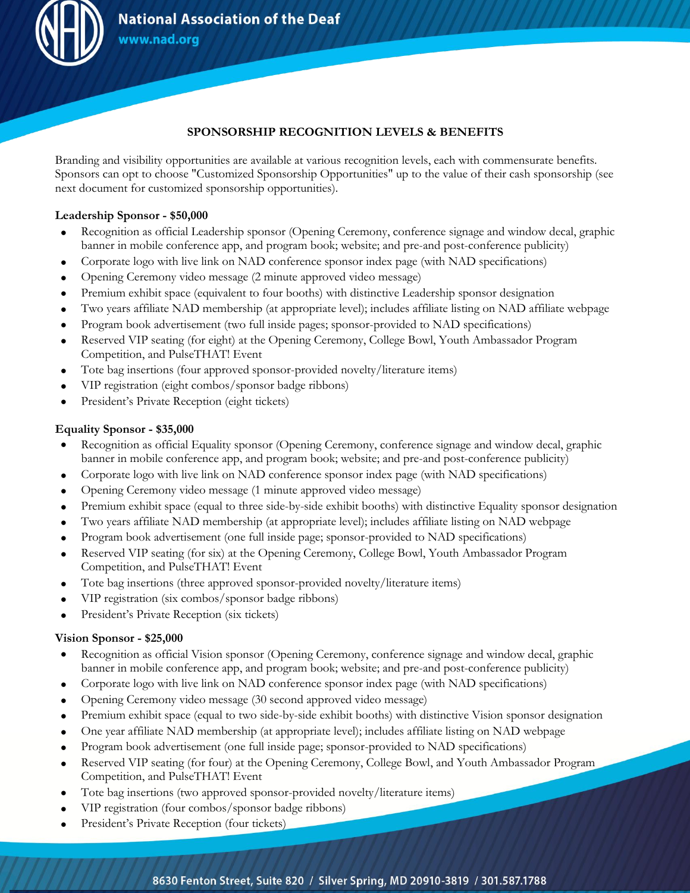## SPONSORSHIP RECOGNITION LEVELS & BENEFITS

Branding and visibility opportunities are available at various recognition levels, each with commensurate benefits. Sponsors can opt to choose "Customized Sponsorship Opportunities" up to the value of their cash sponsorship (see next document for customized sponsorship opportunities).

**Leadership Sponsor - $50,000**

- Recognition as official Leadership sponsor (Opening Ceremony, conference signage and window decal, graphic banner in mobile conference app, and program book; website; and pre-and post-conference publicity)
- Corporate logo with live link on NAD conference sponsor index page (with NAD specifications)
- Opening Ceremony video message (2 minute approved video message)
- Premium exhibit space (equivalent to four booths) with distinctive Leadership sponsor designation
- Two years affiliate NAD membership (at appropriate level); includes affiliate listing on NAD affiliate webpage
- Program book advertisement (two full inside pages; sponsor-provided to NAD specifications)
- Reserved VIP seating (for eight) at the Opening Ceremony, College Bowl, Youth Ambassador Program Competition, and PulseTHAT! Event
- Tote bag insertions (four approved sponsor-provided novelty/literature items)
- VIP registration (eight combos/sponsor badge ribbons)
- President's Private Reception (eight tickets)

**Equality Sponsor - $35,000**

- Recognition as official Equality sponsor (Opening Ceremony, conference signage and window decal, graphic banner in mobile conference app, and program book; website; and pre-and post-conference publicity)
- Corporate logo with live link on NAD conference sponsor index page (with NAD specifications)
- Opening Ceremony video message (1 minute approved video message)
- Premium exhibit space (equal to three side-by-side exhibit booths) with distinctive Equality sponsor designation
- Two years affiliate NAD membership (at appropriate level); includes affiliate listing on NAD webpage
- Program book advertisement (one full inside page; sponsor-provided to NAD specifications)
- Reserved VIP seating (for six) at the Opening Ceremony, College Bowl, Youth Ambassador Program Competition, and PulseTHAT! Event
- Tote bag insertions (three approved sponsor-provided novelty/literature items)
- VIP registration (six combos/sponsor badge ribbons)
- President's Private Reception (six tickets)

**Vision Sponsor - $25,000**

- Recognition as official Vision sponsor (Opening Ceremony, conference signage and window decal, graphic banner in mobile conference app, and program book; website; and pre-and post-conference publicity)
- Corporate logo with live link on NAD conference sponsor index page (with NAD specifications)
- Opening Ceremony video message (30 second approved video message)
- Premium exhibit space (equal to two side-by-side exhibit booths) with distinctive Vision sponsor designation
- One year affiliate NAD membership (at appropriate level); includes affiliate listing on NAD webpage
- Program book advertisement (one full inside page; sponsor-provided to NAD specifications)
- Reserved VIP seating (for four) at the Opening Ceremony, College Bowl, and Youth Ambassador Program Competition, and PulseTHAT! Event
- Tote bag insertions (two approved sponsor-provided novelty/literature items)
- VIP registration (four combos/sponsor badge ribbons)
- President's Private Reception (four tickets)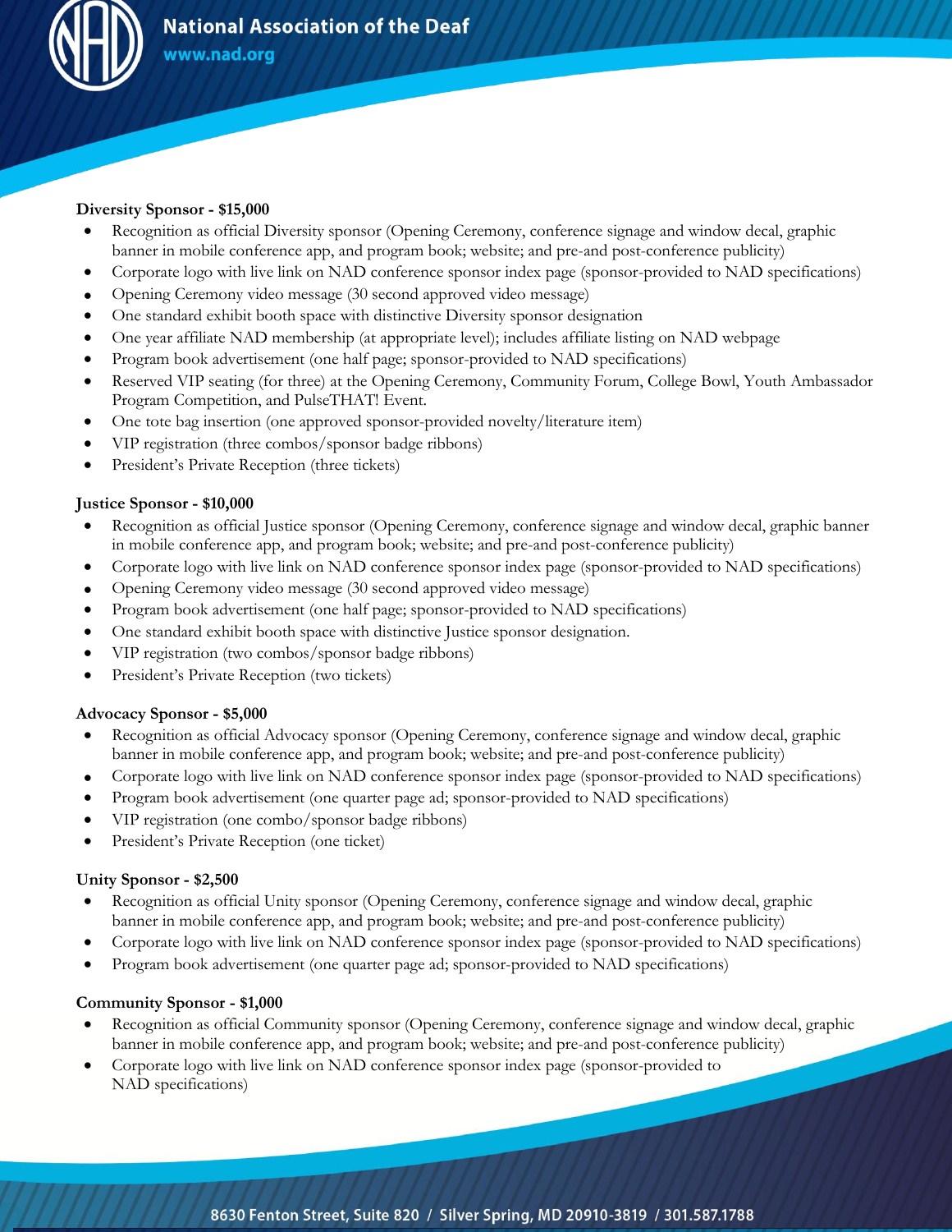**Diversity Sponsor - $15,000**

- Recognition as official Diversity sponsor (Opening Ceremony, conference signage and window decal, graphic banner in mobile conference app, and program book; website; and pre-and post-conference publicity)
- Corporate logo with live link on NAD conference sponsor index page (sponsor-provided to NAD specifications)
- Opening Ceremony video message (30 second approved video message)
- One standard exhibit booth space with distinctive Diversity sponsor designation
- One year affiliate NAD membership (at appropriate level); includes affiliate listing on NAD webpage
- Program book advertisement (one half page; sponsor-provided to NAD specifications)
- Reserved VIP seating (for three) at the Opening Ceremony, Community Forum, College Bowl, Youth Ambassador Program Competition, and PulseTHAT! Event.
- One tote bag insertion (one approved sponsor-provided novelty/literature item)
- VIP registration (three combos/sponsor badge ribbons)
- President's Private Reception (three tickets)

**Justice Sponsor - $10,000**

- Recognition as official Justice sponsor (Opening Ceremony, conference signage and window decal, graphic banner in mobile conference app, and program book; website; and pre-and post-conference publicity)
- Corporate logo with live link on NAD conference sponsor index page (sponsor-provided to NAD specifications)
- Opening Ceremony video message (30 second approved video message)
- Program book advertisement (one half page; sponsor-provided to NAD specifications)
- One standard exhibit booth space with distinctive Justice sponsor designation.
- VIP registration (two combos/sponsor badge ribbons)
- President's Private Reception (two tickets)

**Advocacy Sponsor - $5,000**

- Recognition as official Advocacy sponsor (Opening Ceremony, conference signage and window decal, graphic banner in mobile conference app, and program book; website; and pre-and post-conference publicity)
- Corporate logo with live link on NAD conference sponsor index page (sponsor-provided to NAD specifications)
- Program book advertisement (one quarter page ad; sponsor-provided to NAD specifications)
- VIP registration (one combo/sponsor badge ribbons)
- President's Private Reception (one ticket)

**Unity Sponsor - $2,500**

- Recognition as official Unity sponsor (Opening Ceremony, conference signage and window decal, graphic banner in mobile conference app, and program book; website; and pre-and post-conference publicity)
- Corporate logo with live link on NAD conference sponsor index page (sponsor-provided to NAD specifications)
- Program book advertisement (one quarter page ad; sponsor-provided to NAD specifications)

**Community Sponsor - $1,000**

- Recognition as official Community sponsor (Opening Ceremony, conference signage and window decal, graphic banner in mobile conference app, and program book; website; and pre-and post-conference publicity)
- Corporate logo with live link on NAD conference sponsor index page (sponsor-provided to NAD specifications)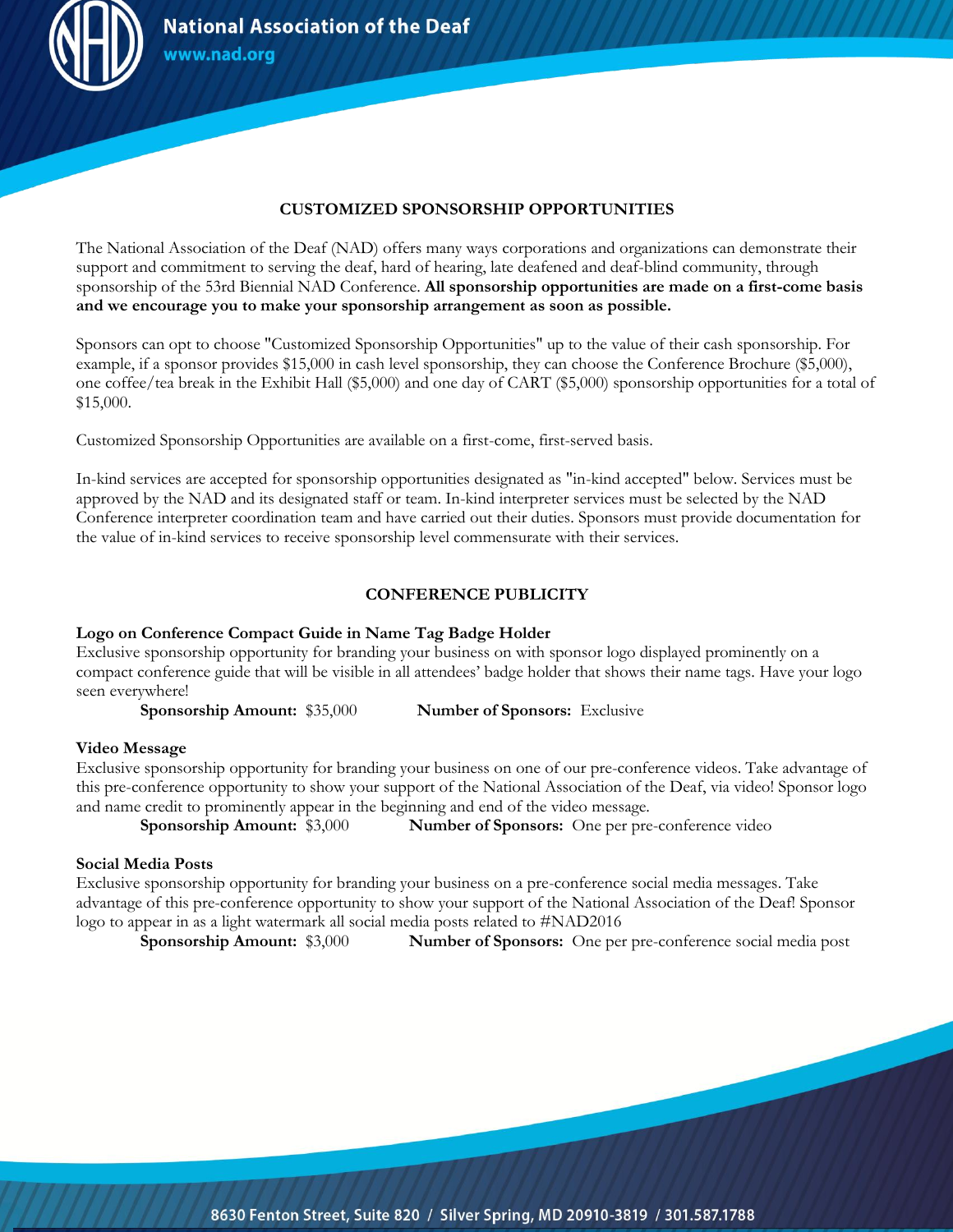## CUSTOMIZED SPONSORSHIP OPPORTUNITIES

The National Association of the Deaf (NAD) offers many ways corporations and organizations can demonstrate their support and commitment to serving the deaf, hard of hearing, late deafened and deaf-blind community, through sponsorship of the 53rd Biennial NAD Conference. **All sponsorship opportunities are made on a first-come basis and we encourage you to make your sponsorship arrangement as soon as possible.**

Sponsors can opt to choose "Customized Sponsorship Opportunities" up to the value of their cash sponsorship. For example, if a sponsor provides $15,000 in cash level sponsorship, they can choose the Conference Brochure ($5,000), one coffee/tea break in the Exhibit Hall ($5,000) and one day of CART ($5,000) sponsorship opportunities for a total of $15,000.

Customized Sponsorship Opportunities are available on a first-come, first-served basis.

In-kind services are accepted for sponsorship opportunities designated as "in-kind accepted" below. Services must be approved by the NAD and its designated staff or team. In-kind interpreter services must be selected by the NAD Conference interpreter coordination team and have carried out their duties. Sponsors must provide documentation for the value of in-kind services to receive sponsorship level commensurate with their services.

## CONFERENCE PUBLICITY

**Logo on Conference Compact Guide in Name Tag Badge Holder**

Exclusive sponsorship opportunity for branding your business on with sponsor logo displayed prominently on a compact conference guide that will be visible in all attendees' badge holder that shows their name tags. Have your logo seen everywhere!

**Sponsorship Amount:** $35,000 **Number of Sponsors:** Exclusive

**Video Message**

Exclusive sponsorship opportunity for branding your business on one of our pre-conference videos. Take advantage of this pre-conference opportunity to show your support of the National Association of the Deaf, via video! Sponsor logo and name credit to prominently appear in the beginning and end of the video message.

**Sponsorship Amount:** $3,000 **Number of Sponsors:** One per pre-conference video

**Social Media Posts**

Exclusive sponsorship opportunity for branding your business on a pre-conference social media messages. Take advantage of this pre-conference opportunity to show your support of the National Association of the Deaf! Sponsor logo to appear in as a light watermark all social media posts related to #NAD2016

**Sponsorship Amount:** $3,000 **Number of Sponsors:** One per pre-conference social media post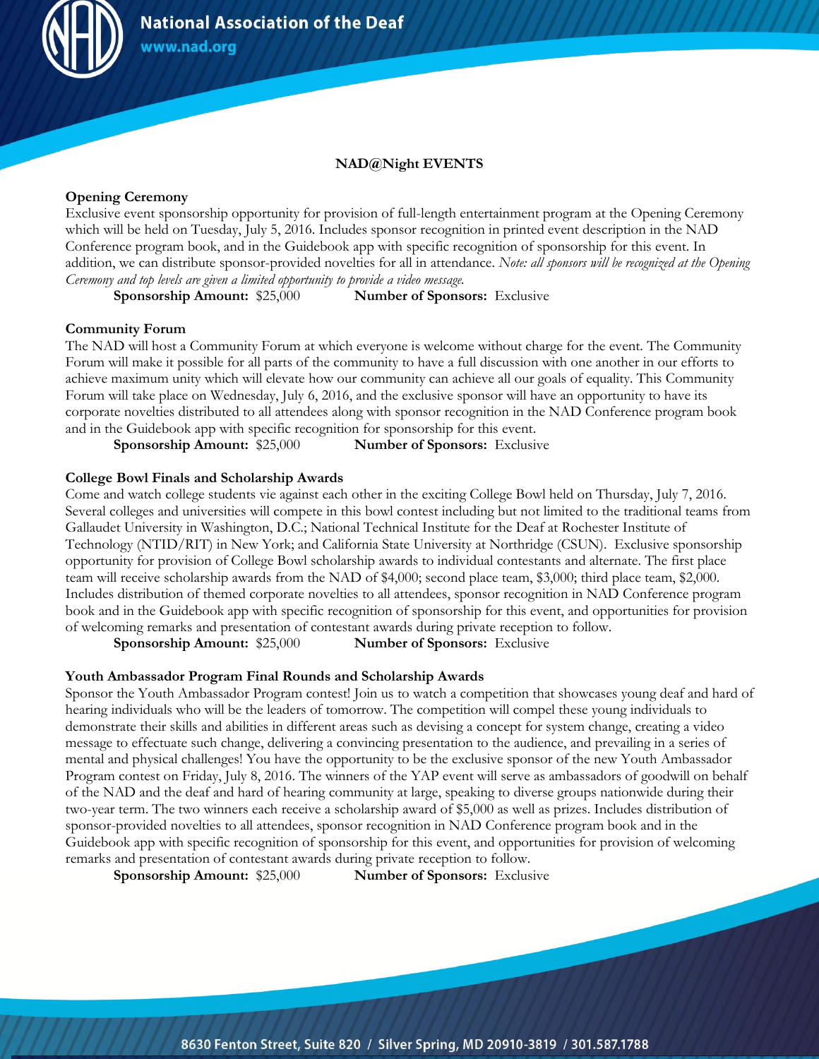## NAD@Night EVENTS

**Opening Ceremony**

Exclusive event sponsorship opportunity for provision of full-length entertainment program at the Opening Ceremony which will be held on Tuesday, July 5, 2016. Includes sponsor recognition in printed event description in the NAD Conference program book, and in the Guidebook app with specific recognition of sponsorship for this event. In addition, we can distribute sponsor-provided novelties for all in attendance. *Note: all sponsors will be recognized at the Opening Ceremony and top levels are given a limited opportunity to provide a video message.*

**Sponsorship Amount:** $25,000 **Number of Sponsors:** Exclusive

**Community Forum**

The NAD will host a Community Forum at which everyone is welcome without charge for the event. The Community Forum will make it possible for all parts of the community to have a full discussion with one another in our efforts to achieve maximum unity which will elevate how our community can achieve all our goals of equality. This Community Forum will take place on Wednesday, July 6, 2016, and the exclusive sponsor will have an opportunity to have its corporate novelties distributed to all attendees along with sponsor recognition in the NAD Conference program book and in the Guidebook app with specific recognition for sponsorship for this event.

**Sponsorship Amount:** $25,000 **Number of Sponsors:** Exclusive

**College Bowl Finals and Scholarship Awards**

Come and watch college students vie against each other in the exciting College Bowl held on Thursday, July 7, 2016. Several colleges and universities will compete in this bowl contest including but not limited to the traditional teams from Gallaudet University in Washington, D.C.; National Technical Institute for the Deaf at Rochester Institute of Technology (NTID/RIT) in New York; and California State University at Northridge (CSUN). Exclusive sponsorship opportunity for provision of College Bowl scholarship awards to individual contestants and alternate. The first place team will receive scholarship awards from the NAD of $4,000; second place team, $3,000; third place team, $2,000. Includes distribution of themed corporate novelties to all attendees, sponsor recognition in NAD Conference program book and in the Guidebook app with specific recognition of sponsorship for this event, and opportunities for provision of welcoming remarks and presentation of contestant awards during private reception to follow.

**Sponsorship Amount:** $25,000 **Number of Sponsors:** Exclusive

**Youth Ambassador Program Final Rounds and Scholarship Awards**

Sponsor the Youth Ambassador Program contest! Join us to watch a competition that showcases young deaf and hard of hearing individuals who will be the leaders of tomorrow. The competition will compel these young individuals to demonstrate their skills and abilities in different areas such as devising a concept for system change, creating a video message to effectuate such change, delivering a convincing presentation to the audience, and prevailing in a series of mental and physical challenges! You have the opportunity to be the exclusive sponsor of the new Youth Ambassador Program contest on Friday, July 8, 2016. The winners of the YAP event will serve as ambassadors of goodwill on behalf of the NAD and the deaf and hard of hearing community at large, speaking to diverse groups nationwide during their two-year term. The two winners each receive a scholarship award of $5,000 as well as prizes. Includes distribution of sponsor-provided novelties to all attendees, sponsor recognition in NAD Conference program book and in the Guidebook app with specific recognition of sponsorship for this event, and opportunities for provision of welcoming remarks and presentation of contestant awards during private reception to follow.

**Sponsorship Amount:** $25,000 **Number of Sponsors:** Exclusive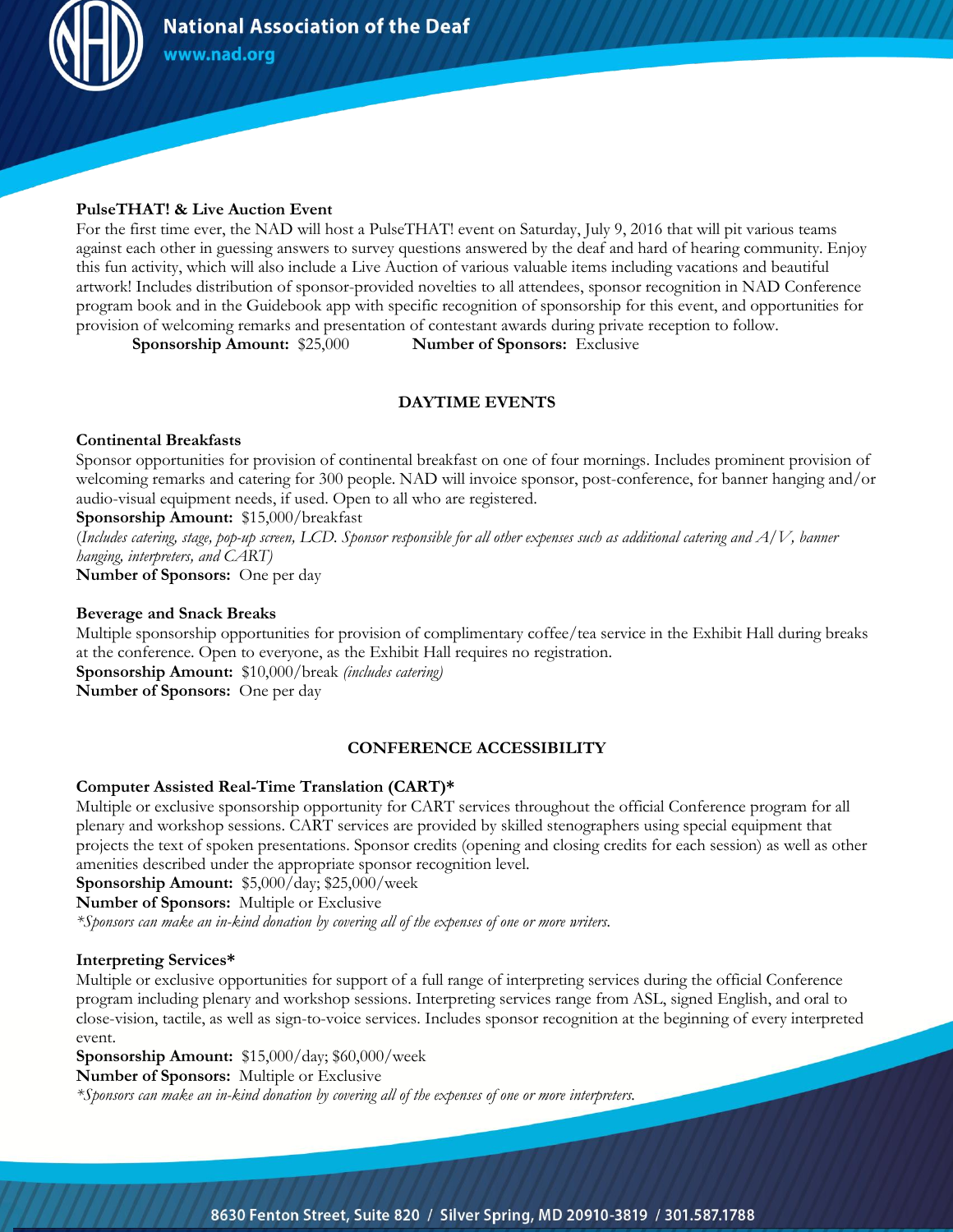**PulseTHAT! & Live Auction Event**

For the first time ever, the NAD will host a PulseTHAT! event on Saturday, July 9, 2016 that will pit various teams against each other in guessing answers to survey questions answered by the deaf and hard of hearing community. Enjoy this fun activity, which will also include a Live Auction of various valuable items including vacations and beautiful artwork! Includes distribution of sponsor-provided novelties to all attendees, sponsor recognition in NAD Conference program book and in the Guidebook app with specific recognition of sponsorship for this event, and opportunities for provision of welcoming remarks and presentation of contestant awards during private reception to follow.

**Sponsorship Amount:** $25,000 **Number of Sponsors:** Exclusive

## DAYTIME EVENTS

**Continental Breakfasts**

Sponsor opportunities for provision of continental breakfast on one of four mornings. Includes prominent provision of welcoming remarks and catering for 300 people. NAD will invoice sponsor, post-conference, for banner hanging and/or audio-visual equipment needs, if used. Open to all who are registered.

**Sponsorship Amount:** $15,000/breakfast

(*Includes catering, stage, pop-up screen, LCD. Sponsor responsible for all other expenses such as additional catering and A/V, banner hanging, interpreters, and CART)*

**Number of Sponsors:** One per day

**Beverage and Snack Breaks**

Multiple sponsorship opportunities for provision of complimentary coffee/tea service in the Exhibit Hall during breaks at the conference. Open to everyone, as the Exhibit Hall requires no registration.

**Sponsorship Amount:** $10,000/break *(includes catering)*

**Number of Sponsors:** One per day

## CONFERENCE ACCESSIBILITY

**Computer Assisted Real-Time Translation (CART)***

Multiple or exclusive sponsorship opportunity for CART services throughout the official Conference program for all plenary and workshop sessions. CART services are provided by skilled stenographers using special equipment that projects the text of spoken presentations. Sponsor credits (opening and closing credits for each session) as well as other amenities described under the appropriate sponsor recognition level.

**Sponsorship Amount:** $5,000/day; $25,000/week

**Number of Sponsors:** Multiple or Exclusive

*\*Sponsors can make an in-kind donation by covering all of the expenses of one or more writers.*

**Interpreting Services***

Multiple or exclusive opportunities for support of a full range of interpreting services during the official Conference program including plenary and workshop sessions. Interpreting services range from ASL, signed English, and oral to close-vision, tactile, as well as sign-to-voice services. Includes sponsor recognition at the beginning of every interpreted event.

**Sponsorship Amount:** $15,000/day; $60,000/week

**Number of Sponsors:** Multiple or Exclusive

*\*Sponsors can make an in-kind donation by covering all of the expenses of one or more interpreters.*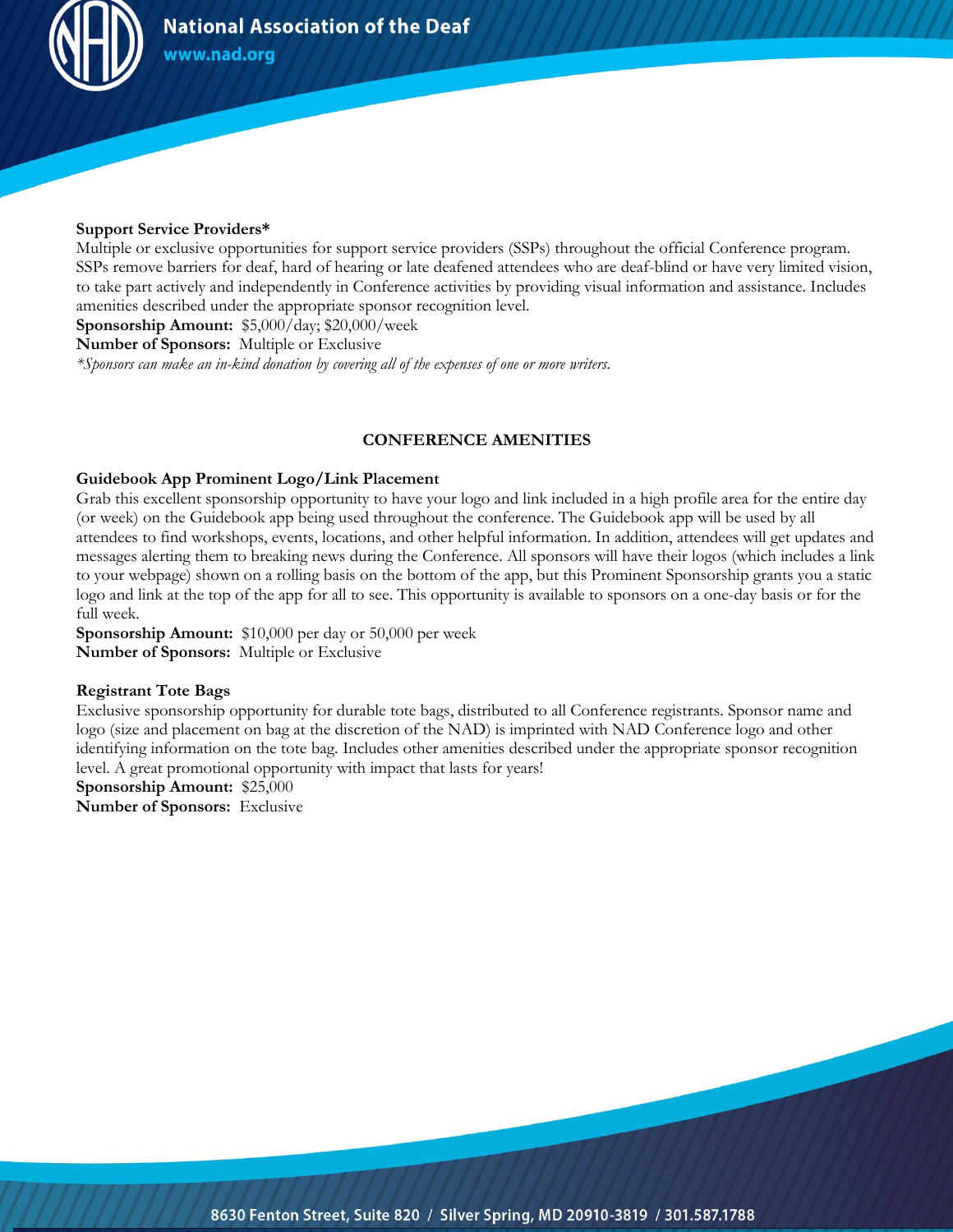**Support Service Providers***

Multiple or exclusive opportunities for support service providers (SSPs) throughout the official Conference program. SSPs remove barriers for deaf, hard of hearing or late deafened attendees who are deaf-blind or have very limited vision, to take part actively and independently in Conference activities by providing visual information and assistance. Includes amenities described under the appropriate sponsor recognition level.

**Sponsorship Amount:** $5,000/day; $20,000/week

**Number of Sponsors:** Multiple or Exclusive

*\*Sponsors can make an in-kind donation by covering all of the expenses of one or more writers.*

## CONFERENCE AMENITIES

**Guidebook App Prominent Logo/Link Placement**

Grab this excellent sponsorship opportunity to have your logo and link included in a high profile area for the entire day (or week) on the Guidebook app being used throughout the conference. The Guidebook app will be used by all attendees to find workshops, events, locations, and other helpful information. In addition, attendees will get updates and messages alerting them to breaking news during the Conference. All sponsors will have their logos (which includes a link to your webpage) shown on a rolling basis on the bottom of the app, but this Prominent Sponsorship grants you a static logo and link at the top of the app for all to see. This opportunity is available to sponsors on a one-day basis or for the full week.

**Sponsorship Amount:** $10,000 per day or 50,000 per week

**Number of Sponsors:** Multiple or Exclusive

**Registrant Tote Bags**

Exclusive sponsorship opportunity for durable tote bags, distributed to all Conference registrants. Sponsor name and logo (size and placement on bag at the discretion of the NAD) is imprinted with NAD Conference logo and other identifying information on the tote bag. Includes other amenities described under the appropriate sponsor recognition level. A great promotional opportunity with impact that lasts for years!

**Sponsorship Amount:** $25,000

**Number of Sponsors:** Exclusive